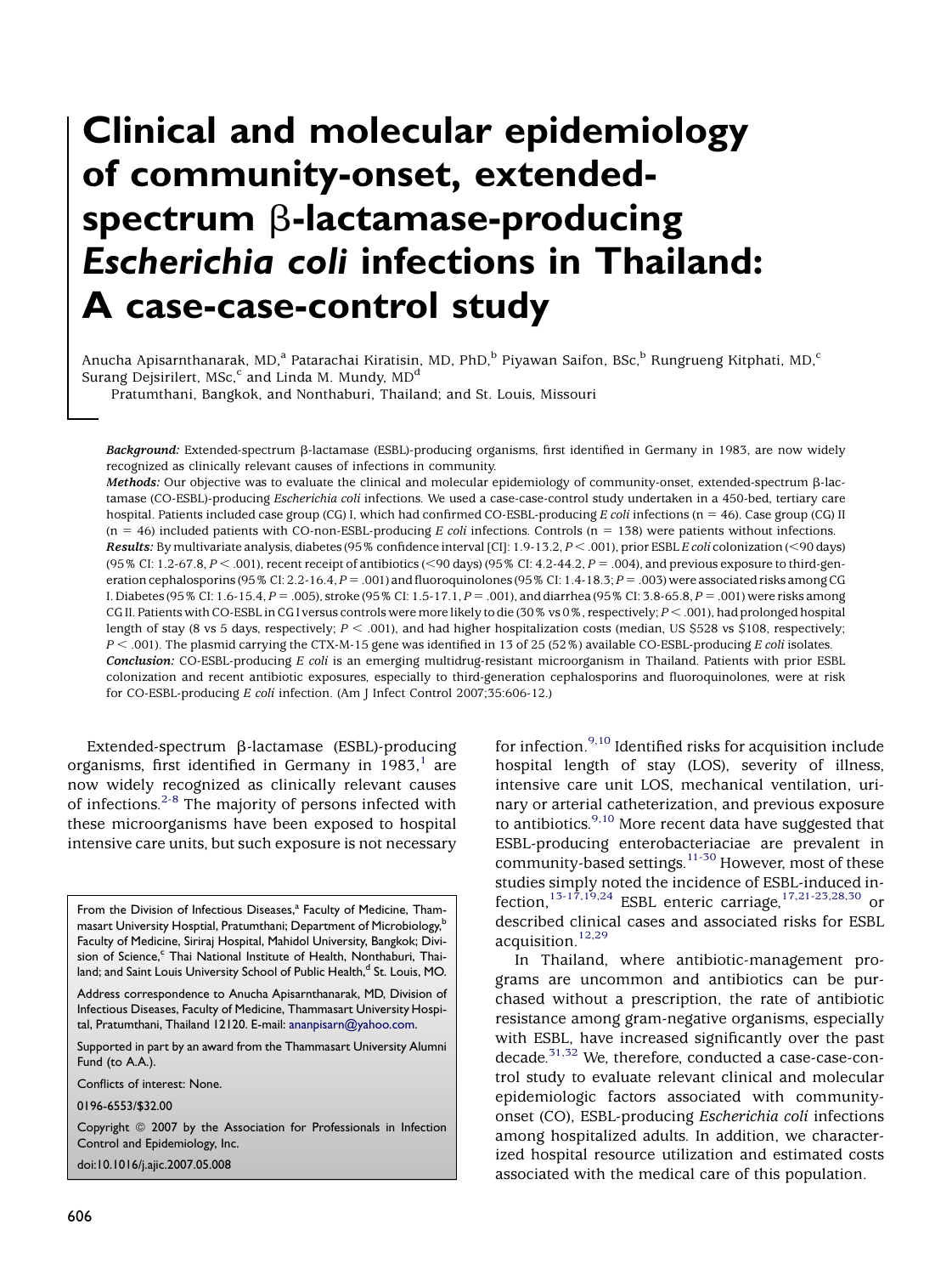# Clinical and molecular epidemiology of community-onset, extended-spectrum β-lactamase-producing *Escherichia coli* infections in Thailand: A case-case-control study

Anucha Apisarnthanarak, MD,[a] Patarachai Kiratisin, MD, PhD,[b] Piyawan Saifon, BSc,[b] Rungrueng Kitphati, MD,[c] Surang Dejsirilert, MSc,[c] and Linda M. Mundy, MD[d]
Pratumthani, Bangkok, and Nonthaburi, Thailand; and St. Louis, Missouri

***Background:*** Extended-spectrum β-lactamase (ESBL)-producing organisms, first identified in Germany in 1983, are now widely recognized as clinically relevant causes of infections in community.

***Methods:*** Our objective was to evaluate the clinical and molecular epidemiology of community-onset, extended-spectrum β-lactamase (CO-ESBL)-producing *Escherichia coli* infections. We used a case-case-control study undertaken in a 450-bed, tertiary care hospital. Patients included case group (CG) I, which had confirmed CO-ESBL-producing *E coli* infections (n = 46). Case group (CG) II (n = 46) included patients with CO-non-ESBL-producing *E coli* infections. Controls (n = 138) were patients without infections.

***Results:*** By multivariate analysis, diabetes (95% confidence interval [CI]: 1.9-13.2, $P < .001$), prior ESBL *E coli* colonization (<90 days) (95% CI: 1.2-67.8, $P < .001$), recent receipt of antibiotics (<90 days) (95% CI: 4.2-44.2, $P = .004$), and previous exposure to third-generation cephalosporins (95% CI: 2.2-16.4, $P = .001$) and fluoroquinolones (95% CI: 1.4-18.3; $P = .003$) were associated risks among CG I. Diabetes (95% CI: 1.6-15.4, $P = .005$), stroke (95% CI: 1.5-17.1, $P = .001$), and diarrhea (95% CI: 3.8-65.8, $P = .001$) were risks among CG II. Patients with CO-ESBL in CG I versus controls were more likely to die (30% vs 0%, respectively; $P < .001$), had prolonged hospital length of stay (8 vs 5 days, respectively; $P < .001$), and had higher hospitalization costs (median, US \$528 vs \$108, respectively; $P < .001$). The plasmid carrying the CTX-M-15 gene was identified in 13 of 25 (52%) available CO-ESBL-producing *E coli* isolates.

***Conclusion:*** CO-ESBL-producing *E coli* is an emerging multidrug-resistant microorganism in Thailand. Patients with prior ESBL colonization and recent antibiotic exposures, especially to third-generation cephalosporins and fluoroquinolones, were at risk for CO-ESBL-producing *E coli* infection. (Am J Infect Control 2007;35:606-12.)

From the Division of Infectious Diseases,[a] Faculty of Medicine, Thammasart University Hosptial, Pratumthani; Department of Microbiology,[b] Faculty of Medicine, Siriraj Hospital, Mahidol University, Bangkok; Division of Science,[c] Thai National Institute of Health, Nonthaburi, Thailand; and Saint Louis University School of Public Health,[d] St. Louis, MO.

Address correspondence to Anucha Apisarnthanarak, MD, Division of Infectious Diseases, Faculty of Medicine, Thammasart University Hospital, Pratumthani, Thailand 12120. E-mail: ananpisarn@yahoo.com.

Supported in part by an award from the Thammasart University Alumni Fund (to A.A.).

Conflicts of interest: None.

0196-6553/\$32.00

Copyright © 2007 by the Association for Professionals in Infection Control and Epidemiology, Inc.

doi:10.1016/j.ajic.2007.05.008

Extended-spectrum β-lactamase (ESBL)-producing organisms, first identified in Germany in 1983,[1] are now widely recognized as clinically relevant causes of infections.[2-8] The majority of persons infected with these microorganisms have been exposed to hospital intensive care units, but such exposure is not necessary for infection.[9,10] Identified risks for acquisition include hospital length of stay (LOS), severity of illness, intensive care unit LOS, mechanical ventilation, urinary or arterial catheterization, and previous exposure to antibiotics.[9,10] More recent data have suggested that ESBL-producing enterobacteriaciae are prevalent in community-based settings.[11-30] However, most of these studies simply noted the incidence of ESBL-induced infection,[13-17,19,24] ESBL enteric carriage,[17,21-23,28,30] or described clinical cases and associated risks for ESBL acquisition.[12,29]

In Thailand, where antibiotic-management programs are uncommon and antibiotics can be purchased without a prescription, the rate of antibiotic resistance among gram-negative organisms, especially with ESBL, have increased significantly over the past decade.[31,32] We, therefore, conducted a case-case-control study to evaluate relevant clinical and molecular epidemiologic factors associated with community-onset (CO), ESBL-producing *Escherichia coli* infections among hospitalized adults. In addition, we characterized hospital resource utilization and estimated costs associated with the medical care of this population.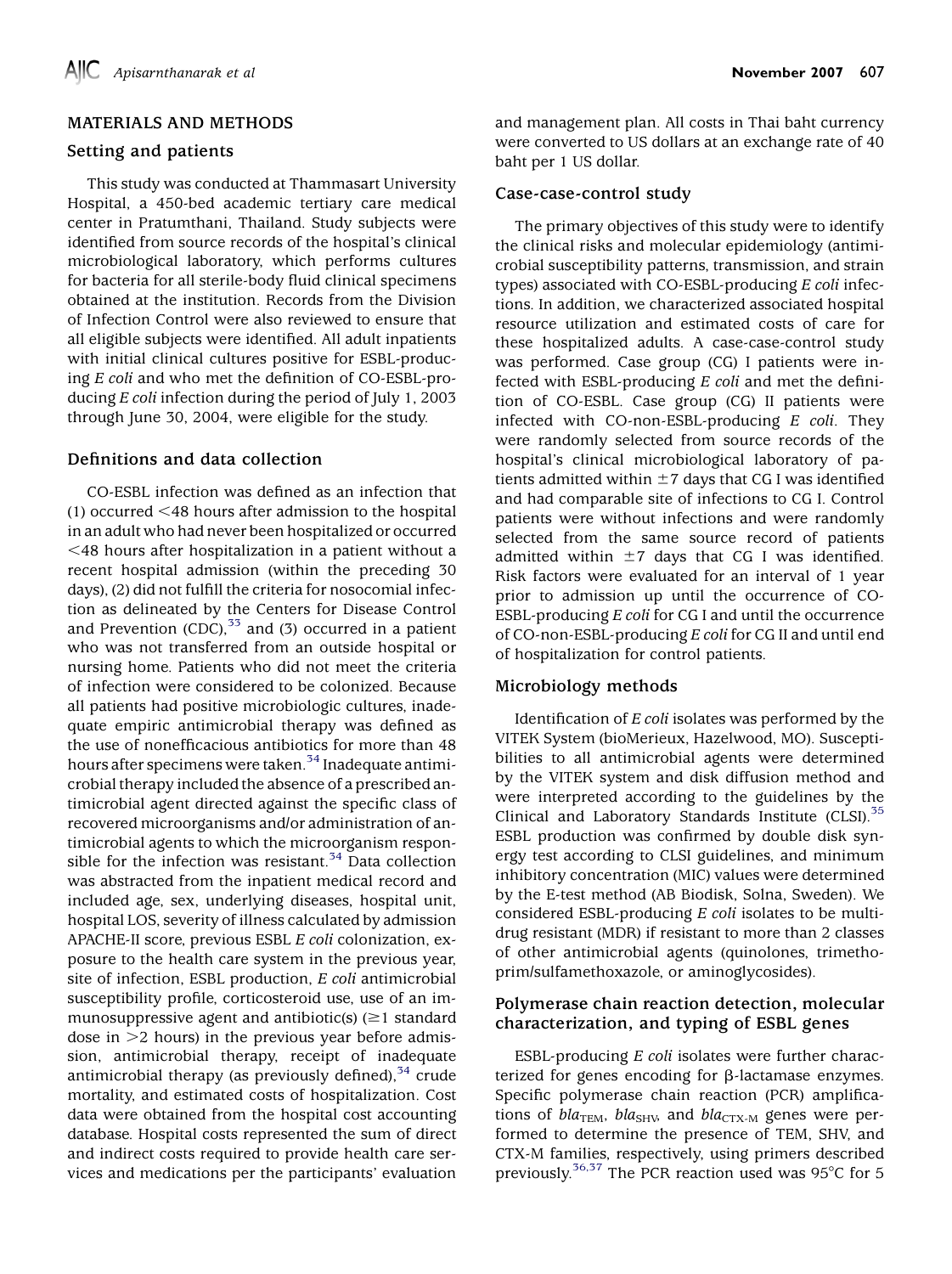## MATERIALS AND METHODS

### Setting and patients

This study was conducted at Thammasart University Hospital, a 450-bed academic tertiary care medical center in Pratumthani, Thailand. Study subjects were identified from source records of the hospital's clinical microbiological laboratory, which performs cultures for bacteria for all sterile-body fluid clinical specimens obtained at the institution. Records from the Division of Infection Control were also reviewed to ensure that all eligible subjects were identified. All adult inpatients with initial clinical cultures positive for ESBL-producing *E coli* and who met the definition of CO-ESBL-producing *E coli* infection during the period of July 1, 2003 through June 30, 2004, were eligible for the study.

### Definitions and data collection

CO-ESBL infection was defined as an infection that (1) occurred <48 hours after admission to the hospital in an adult who had never been hospitalized or occurred <48 hours after hospitalization in a patient without a recent hospital admission (within the preceding 30 days), (2) did not fulfill the criteria for nosocomial infection as delineated by the Centers for Disease Control and Prevention (CDC),[33] and (3) occurred in a patient who was not transferred from an outside hospital or nursing home. Patients who did not meet the criteria of infection were considered to be colonized. Because all patients had positive microbiologic cultures, inadequate empiric antimicrobial therapy was defined as the use of nonefficacious antibiotics for more than 48 hours after specimens were taken.[34] Inadequate antimicrobial therapy included the absence of a prescribed antimicrobial agent directed against the specific class of recovered microorganisms and/or administration of antimicrobial agents to which the microorganism responsible for the infection was resistant.[34] Data collection was abstracted from the inpatient medical record and included age, sex, underlying diseases, hospital unit, hospital LOS, severity of illness calculated by admission APACHE-II score, previous ESBL *E coli* colonization, exposure to the health care system in the previous year, site of infection, ESBL production, *E coli* antimicrobial susceptibility profile, corticosteroid use, use of an immunosuppressive agent and antibiotic(s) ($\geq$1 standard dose in >2 hours) in the previous year before admission, antimicrobial therapy, receipt of inadequate antimicrobial therapy (as previously defined),[34] crude mortality, and estimated costs of hospitalization. Cost data were obtained from the hospital cost accounting database. Hospital costs represented the sum of direct and indirect costs required to provide health care services and medications per the participants' evaluation and management plan. All costs in Thai baht currency were converted to US dollars at an exchange rate of 40 baht per 1 US dollar.

### Case-case-control study

The primary objectives of this study were to identify the clinical risks and molecular epidemiology (antimicrobial susceptibility patterns, transmission, and strain types) associated with CO-ESBL-producing *E coli* infections. In addition, we characterized associated hospital resource utilization and estimated costs of care for these hospitalized adults. A case-case-control study was performed. Case group (CG) I patients were infected with ESBL-producing *E coli* and met the definition of CO-ESBL. Case group (CG) II patients were infected with CO-non-ESBL-producing *E coli*. They were randomly selected from source records of the hospital's clinical microbiological laboratory of patients admitted within $\pm$7 days that CG I was identified and had comparable site of infections to CG I. Control patients were without infections and were randomly selected from the same source record of patients admitted within $\pm$7 days that CG I was identified. Risk factors were evaluated for an interval of 1 year prior to admission up until the occurrence of CO-ESBL-producing *E coli* for CG I and until the occurrence of CO-non-ESBL-producing *E coli* for CG II and until end of hospitalization for control patients.

### Microbiology methods

Identification of *E coli* isolates was performed by the VITEK System (bioMerieux, Hazelwood, MO). Susceptibilities to all antimicrobial agents were determined by the VITEK system and disk diffusion method and were interpreted according to the guidelines by the Clinical and Laboratory Standards Institute (CLSI).[35] ESBL production was confirmed by double disk synergy test according to CLSI guidelines, and minimum inhibitory concentration (MIC) values were determined by the E-test method (AB Biodisk, Solna, Sweden). We considered ESBL-producing *E coli* isolates to be multidrug resistant (MDR) if resistant to more than 2 classes of other antimicrobial agents (quinolones, trimethoprim/sulfamethoxazole, or aminoglycosides).

### Polymerase chain reaction detection, molecular characterization, and typing of ESBL genes

ESBL-producing *E coli* isolates were further characterized for genes encoding for $\beta$-lactamase enzymes. Specific polymerase chain reaction (PCR) amplifications of $bla_{TEM}$, $bla_{SHV}$, and $bla_{CTX\text{-}M}$ genes were performed to determine the presence of TEM, SHV, and CTX-M families, respectively, using primers described previously.[36,37] The PCR reaction used was 95°C for 5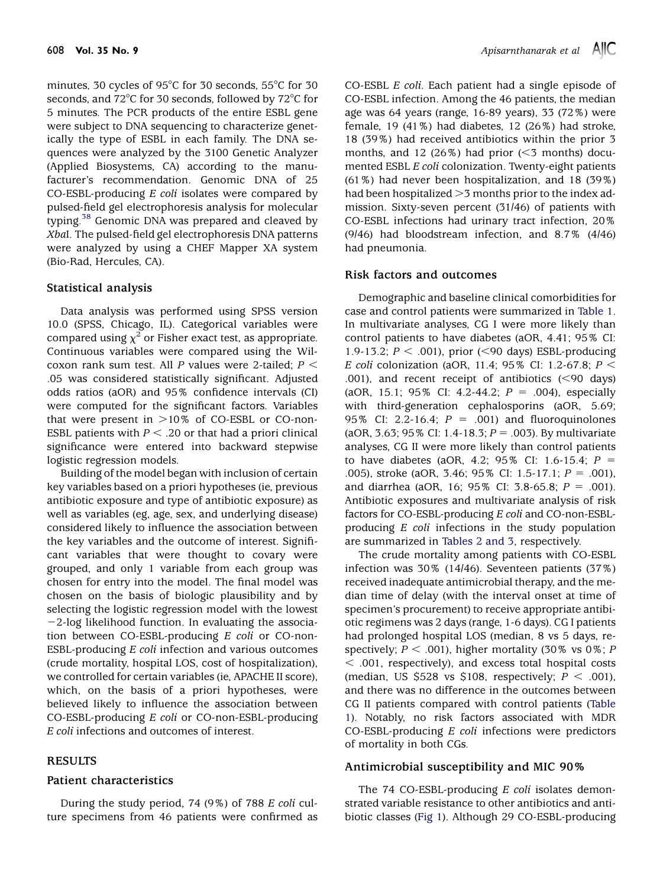minutes, 30 cycles of 95°C for 30 seconds, 55°C for 30 seconds, and 72°C for 30 seconds, followed by 72°C for 5 minutes. The PCR products of the entire ESBL gene were subject to DNA sequencing to characterize genetically the type of ESBL in each family. The DNA sequences were analyzed by the 3100 Genetic Analyzer (Applied Biosystems, CA) according to the manufacturer's recommendation. Genomic DNA of 25 CO-ESBL-producing *E coli* isolates were compared by pulsed-field gel electrophoresis analysis for molecular typing.[38] Genomic DNA was prepared and cleaved by *Xba*I. The pulsed-field gel electrophoresis DNA patterns were analyzed by using a CHEF Mapper XA system (Bio-Rad, Hercules, CA).

### Statistical analysis

Data analysis was performed using SPSS version 10.0 (SPSS, Chicago, IL). Categorical variables were compared using $\chi^2$ or Fisher exact test, as appropriate. Continuous variables were compared using the Wilcoxon rank sum test. All *P* values were 2-tailed; $P < .05$ was considered statistically significant. Adjusted odds ratios (aOR) and 95% confidence intervals (CI) were computed for the significant factors. Variables that were present in >10% of CO-ESBL or CO-non-ESBL patients with $P < .20$ or that had a priori clinical significance were entered into backward stepwise logistic regression models.

Building of the model began with inclusion of certain key variables based on a priori hypotheses (ie, previous antibiotic exposure and type of antibiotic exposure) as well as variables (eg, age, sex, and underlying disease) considered likely to influence the association between the key variables and the outcome of interest. Significant variables that were thought to covary were grouped, and only 1 variable from each group was chosen for entry into the model. The final model was chosen on the basis of biologic plausibility and by selecting the logistic regression model with the lowest −2-log likelihood function. In evaluating the association between CO-ESBL-producing *E coli* or CO-non-ESBL-producing *E coli* infection and various outcomes (crude mortality, hospital LOS, cost of hospitalization), we controlled for certain variables (ie, APACHE II score), which, on the basis of a priori hypotheses, were believed likely to influence the association between CO-ESBL-producing *E coli* or CO-non-ESBL-producing *E coli* infections and outcomes of interest.

## RESULTS

### Patient characteristics

During the study period, 74 (9%) of 788 *E coli* culture specimens from 46 patients were confirmed as CO-ESBL *E coli*. Each patient had a single episode of CO-ESBL infection. Among the 46 patients, the median age was 64 years (range, 16-89 years), 33 (72%) were female, 19 (41%) had diabetes, 12 (26%) had stroke, 18 (39%) had received antibiotics within the prior 3 months, and 12 (26%) had prior (<3 months) documented ESBL *E coli* colonization. Twenty-eight patients (61%) had never been hospitalization, and 18 (39%) had been hospitalized >3 months prior to the index admission. Sixty-seven percent (31/46) of patients with CO-ESBL infections had urinary tract infection, 20% (9/46) had bloodstream infection, and 8.7% (4/46) had pneumonia.

### Risk factors and outcomes

Demographic and baseline clinical comorbidities for case and control patients were summarized in Table 1. In multivariate analyses, CG I were more likely than control patients to have diabetes (aOR, 4.41; 95% CI: 1.9-13.2; $P < .001$), prior (<90 days) ESBL-producing *E coli* colonization (aOR, 11.4; 95% CI: 1.2-67.8; $P < .001$), and recent receipt of antibiotics (<90 days) (aOR, 15.1; 95% CI: 4.2-44.2; $P = .004$), especially with third-generation cephalosporins (aOR, 5.69; 95% CI: 2.2-16.4; $P = .001$) and fluoroquinolones (aOR, 3.63; 95% CI: 1.4-18.3; $P = .003$). By multivariate analyses, CG II were more likely than control patients to have diabetes (aOR, 4.2; 95% CI: 1.6-15.4; $P = .005$), stroke (aOR, 3.46; 95% CI: 1.5-17.1; $P = .001$), and diarrhea (aOR, 16; 95% CI: 3.8-65.8; $P = .001$). Antibiotic exposures and multivariate analysis of risk factors for CO-ESBL-producing *E coli* and CO-non-ESBL-producing *E coli* infections in the study population are summarized in Tables 2 and 3, respectively.

The crude mortality among patients with CO-ESBL infection was 30% (14/46). Seventeen patients (37%) received inadequate antimicrobial therapy, and the median time of delay (with the interval onset at time of specimen's procurement) to receive appropriate antibiotic regimens was 2 days (range, 1-6 days). CG I patients had prolonged hospital LOS (median, 8 vs 5 days, respectively; $P < .001$), higher mortality (30% vs 0%; $P < .001$, respectively), and excess total hospital costs (median, US $528 vs $108, respectively; $P < .001$), and there was no difference in the outcomes between CG II patients compared with control patients (Table 1). Notably, no risk factors associated with MDR CO-ESBL-producing *E coli* infections were predictors of mortality in both CGs.

### Antimicrobial susceptibility and MIC 90%

The 74 CO-ESBL-producing *E coli* isolates demonstrated variable resistance to other antibiotics and antibiotic classes (Fig 1). Although 29 CO-ESBL-producing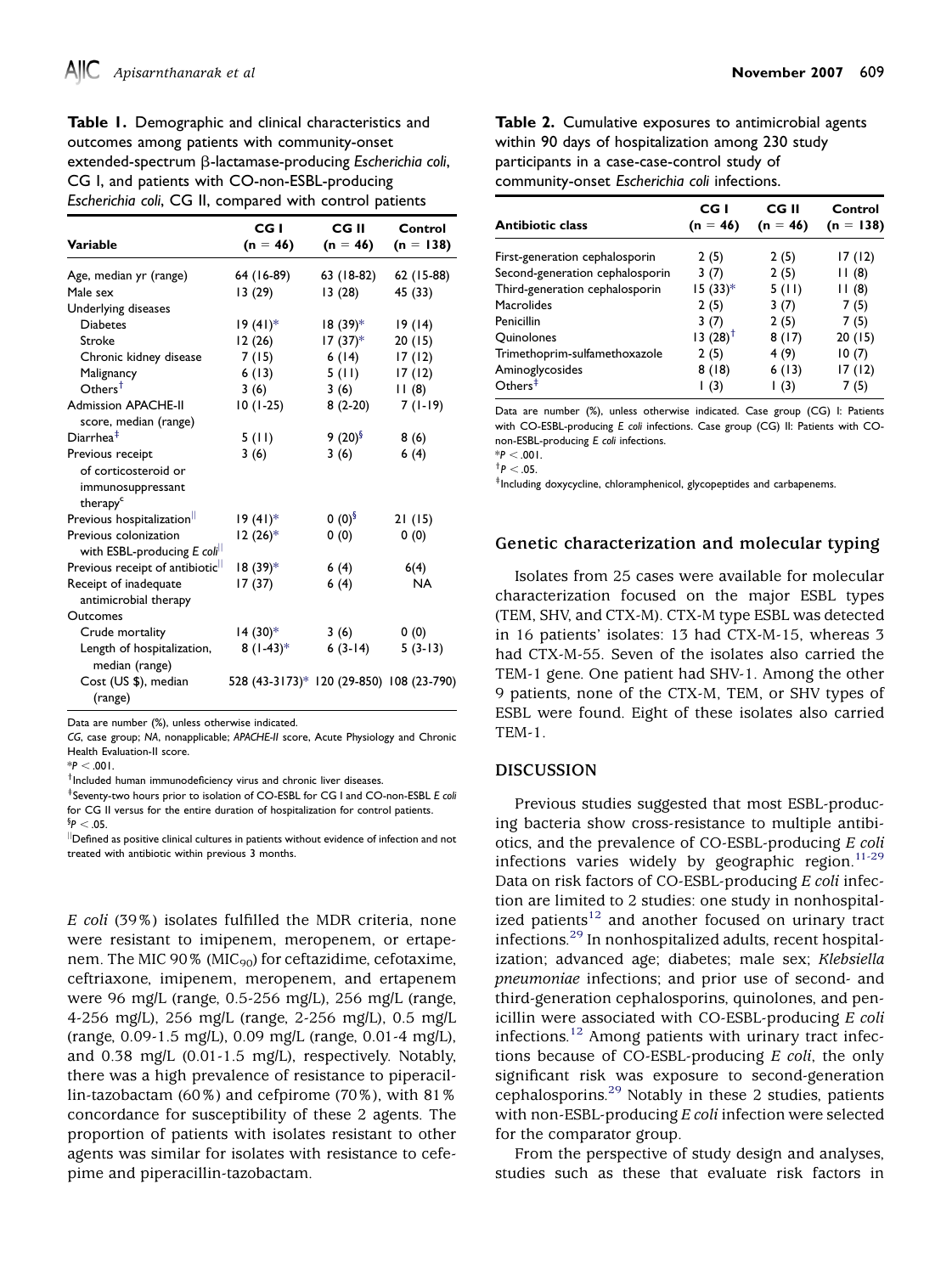**Table 1.** Demographic and clinical characteristics and outcomes among patients with community-onset extended-spectrum β-lactamase-producing *Escherichia coli*, CG I, and patients with CO-non-ESBL-producing *Escherichia coli*, CG II, compared with control patients

| Variable | CG I (n = 46) | CG II (n = 46) | Control (n = 138) |
|---|---|---|---|
| Age, median yr (range) | 64 (16-89) | 63 (18-82) | 62 (15-88) |
| Male sex | 13 (29) | 13 (28) | 45 (33) |
| Underlying diseases | | | |
| Diabetes | 19 (41)* | 18 (39)* | 19 (14) |
| Stroke | 12 (26) | 17 (37)* | 20 (15) |
| Chronic kidney disease | 7 (15) | 6 (14) | 17 (12) |
| Malignancy | 6 (13) | 5 (11) | 17 (12) |
| Others[†] | 3 (6) | 3 (6) | 11 (8) |
| Admission APACHE-II score, median (range) | 10 (1-25) | 8 (2-20) | 7 (1-19) |
| Diarrhea[‡] | 5 (11) | 9 (20)[§] | 8 (6) |
| Previous receipt of corticosteroid or immunosuppressant therapy[c] | 3 (6) | 3 (6) | 6 (4) |
| Previous hospitalization[‖] | 19 (41)* | 0 (0)[§] | 21 (15) |
| Previous colonization with ESBL-producing *E coli*[‖] | 12 (26)* | 0 (0) | 0 (0) |
| Previous receipt of antibiotic[‖] | 18 (39)* | 6 (4) | 6(4) |
| Receipt of inadequate antimicrobial therapy | 17 (37) | 6 (4) | NA |
| Outcomes | | | |
| Crude mortality | 14 (30)* | 3 (6) | 0 (0) |
| Length of hospitalization, median (range) | 8 (1-43)* | 6 (3-14) | 5 (3-13) |
| Cost (US $), median (range) | 528 (43-3173)* | 120 (29-850) | 108 (23-790) |

Data are number (%), unless otherwise indicated.

*CG*, case group; *NA*, nonapplicable; *APACHE-II* score, Acute Physiology and Chronic Health Evaluation-II score.

*$P < .001$.

[†]Included human immunodeficiency virus and chronic liver diseases.

[‡]Seventy-two hours prior to isolation of CO-ESBL for CG I and CO-non-ESBL *E coli* for CG II versus for the entire duration of hospitalization for control patients.

[§]$P < .05$.

[‖]Defined as positive clinical cultures in patients without evidence of infection and not treated with antibiotic within previous 3 months.

*E coli* (39%) isolates fulfilled the MDR criteria, none were resistant to imipenem, meropenem, or ertapenem. The MIC 90% ($MIC_{90}$) for ceftazidime, cefotaxime, ceftriaxone, imipenem, meropenem, and ertapenem were 96 mg/L (range, 0.5-256 mg/L), 256 mg/L (range, 4-256 mg/L), 256 mg/L (range, 2-256 mg/L), 0.5 mg/L (range, 0.09-1.5 mg/L), 0.09 mg/L (range, 0.01-4 mg/L), and 0.38 mg/L (0.01-1.5 mg/L), respectively. Notably, there was a high prevalence of resistance to piperacillin-tazobactam (60%) and cefpirome (70%), with 81% concordance for susceptibility of these 2 agents. The proportion of patients with isolates resistant to other agents was similar for isolates with resistance to cefepime and piperacillin-tazobactam.

**Table 2.** Cumulative exposures to antimicrobial agents within 90 days of hospitalization among 230 study participants in a case-case-control study of community-onset *Escherichia coli* infections.

| Antibiotic class | CG I (n = 46) | CG II (n = 46) | Control (n = 138) |
|---|---|---|---|
| First-generation cephalosporin | 2 (5) | 2 (5) | 17 (12) |
| Second-generation cephalosporin | 3 (7) | 2 (5) | 11 (8) |
| Third-generation cephalosporin | 15 (33)* | 5 (11) | 11 (8) |
| Macrolides | 2 (5) | 3 (7) | 7 (5) |
| Penicillin | 3 (7) | 2 (5) | 7 (5) |
| Quinolones | 13 (28)[†] | 8 (17) | 20 (15) |
| Trimethoprim-sulfamethoxazole | 2 (5) | 4 (9) | 10 (7) |
| Aminoglycosides | 8 (18) | 6 (13) | 17 (12) |
| Others[‡] | 1 (3) | 1 (3) | 7 (5) |

Data are number (%), unless otherwise indicated. Case group (CG) I: Patients with CO-ESBL-producing *E coli* infections. Case group (CG) II: Patients with CO-non-ESBL-producing *E coli* infections.

*$P < .001$.

[†]$P < .05$.

[‡]Including doxycycline, chloramphenicol, glycopeptides and carbapenems.

## Genetic characterization and molecular typing

Isolates from 25 cases were available for molecular characterization focused on the major ESBL types (TEM, SHV, and CTX-M). CTX-M type ESBL was detected in 16 patients' isolates: 13 had CTX-M-15, whereas 3 had CTX-M-55. Seven of the isolates also carried the TEM-1 gene. One patient had SHV-1. Among the other 9 patients, none of the CTX-M, TEM, or SHV types of ESBL were found. Eight of these isolates also carried TEM-1.

## DISCUSSION

Previous studies suggested that most ESBL-producing bacteria show cross-resistance to multiple antibiotics, and the prevalence of CO-ESBL-producing *E coli* infections varies widely by geographic region.[11-29] Data on risk factors of CO-ESBL-producing *E coli* infection are limited to 2 studies: one study in nonhospitalized patients[12] and another focused on urinary tract infections.[29] In nonhospitalized adults, recent hospitalization; advanced age; diabetes; male sex; *Klebsiella pneumoniae* infections; and prior use of second- and third-generation cephalosporins, quinolones, and penicillin were associated with CO-ESBL-producing *E coli* infections.[12] Among patients with urinary tract infections because of CO-ESBL-producing *E coli*, the only significant risk was exposure to second-generation cephalosporins.[29] Notably in these 2 studies, patients with non-ESBL-producing *E coli* infection were selected for the comparator group.

From the perspective of study design and analyses, studies such as these that evaluate risk factors in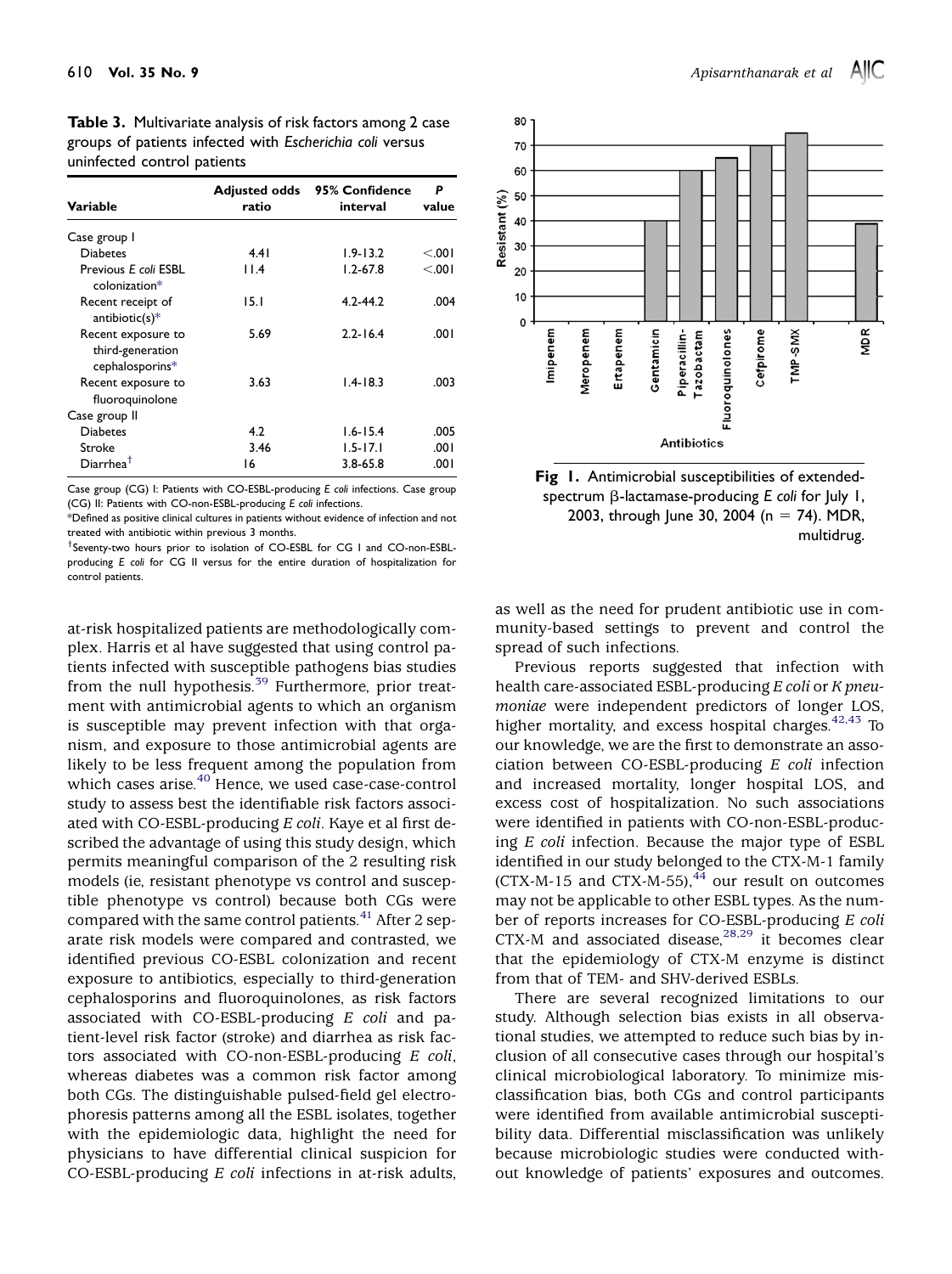**Table 3.** Multivariate analysis of risk factors among 2 case groups of patients infected with *Escherichia coli* versus uninfected control patients

| Variable | Adjusted odds ratio | 95% Confidence interval | P value |
|---|---|---|---|
| Case group I | | | |
| Diabetes | 4.41 | 1.9-13.2 | <.001 |
| Previous *E coli* ESBL colonization* | 11.4 | 1.2-67.8 | <.001 |
| Recent receipt of antibiotic(s)* | 15.1 | 4.2-44.2 | .004 |
| Recent exposure to third-generation cephalosporins* | 5.69 | 2.2-16.4 | .001 |
| Recent exposure to fluoroquinolone | 3.63 | 1.4-18.3 | .003 |
| Case group II | | | |
| Diabetes | 4.2 | 1.6-15.4 | .005 |
| Stroke | 3.46 | 1.5-17.1 | .001 |
| Diarrhea† | 16 | 3.8-65.8 | .001 |

Case group (CG) I: Patients with CO-ESBL-producing *E coli* infections. Case group (CG) II: Patients with CO-non-ESBL-producing *E coli* infections.

*Defined as positive clinical cultures in patients without evidence of infection and not treated with antibiotic within previous 3 months.

†Seventy-two hours prior to isolation of CO-ESBL for CG I and CO-non-ESBL-producing *E coli* for CG II versus for the entire duration of hospitalization for control patients.

Resistant (%)
80
70
60
50
40
30
20
10
0
Imipenem
Meropenem
Ertapenem
Gentamicin
Piperacillin-Tazobactam
Fluoroquinolones
Cefpirome
TMP-SMX
MDR
Antibiotics

**Fig 1.** Antimicrobial susceptibilities of extended-spectrum β-lactamase-producing *E coli* for July 1, 2003, through June 30, 2004 (n = 74). MDR, multidrug.

at-risk hospitalized patients are methodologically complex. Harris et al have suggested that using control patients infected with susceptible pathogens bias studies from the null hypothesis.[39] Furthermore, prior treatment with antimicrobial agents to which an organism is susceptible may prevent infection with that organism, and exposure to those antimicrobial agents are likely to be less frequent among the population from which cases arise.[40] Hence, we used case-case-control study to assess best the identifiable risk factors associated with CO-ESBL-producing *E coli*. Kaye et al first described the advantage of using this study design, which permits meaningful comparison of the 2 resulting risk models (ie, resistant phenotype vs control and susceptible phenotype vs control) because both CGs were compared with the same control patients.[41] After 2 separate risk models were compared and contrasted, we identified previous CO-ESBL colonization and recent exposure to antibiotics, especially to third-generation cephalosporins and fluoroquinolones, as risk factors associated with CO-ESBL-producing *E coli* and patient-level risk factor (stroke) and diarrhea as risk factors associated with CO-non-ESBL-producing *E coli*, whereas diabetes was a common risk factor among both CGs. The distinguishable pulsed-field gel electrophoresis patterns among all the ESBL isolates, together with the epidemiologic data, highlight the need for physicians to have differential clinical suspicion for CO-ESBL-producing *E coli* infections in at-risk adults, as well as the need for prudent antibiotic use in community-based settings to prevent and control the spread of such infections.

Previous reports suggested that infection with health care-associated ESBL-producing *E coli* or *K pneumoniae* were independent predictors of longer LOS, higher mortality, and excess hospital charges.[42,43] To our knowledge, we are the first to demonstrate an association between CO-ESBL-producing *E coli* infection and increased mortality, longer hospital LOS, and excess cost of hospitalization. No such associations were identified in patients with CO-non-ESBL-producing *E coli* infection. Because the major type of ESBL identified in our study belonged to the CTX-M-1 family (CTX-M-15 and CTX-M-55),[44] our result on outcomes may not be applicable to other ESBL types. As the number of reports increases for CO-ESBL-producing *E coli* CTX-M and associated disease,[28,29] it becomes clear that the epidemiology of CTX-M enzyme is distinct from that of TEM- and SHV-derived ESBLs.

There are several recognized limitations to our study. Although selection bias exists in all observational studies, we attempted to reduce such bias by inclusion of all consecutive cases through our hospital's clinical microbiological laboratory. To minimize misclassification bias, both CGs and control participants were identified from available antimicrobial susceptibility data. Differential misclassification was unlikely because microbiologic studies were conducted without knowledge of patients' exposures and outcomes.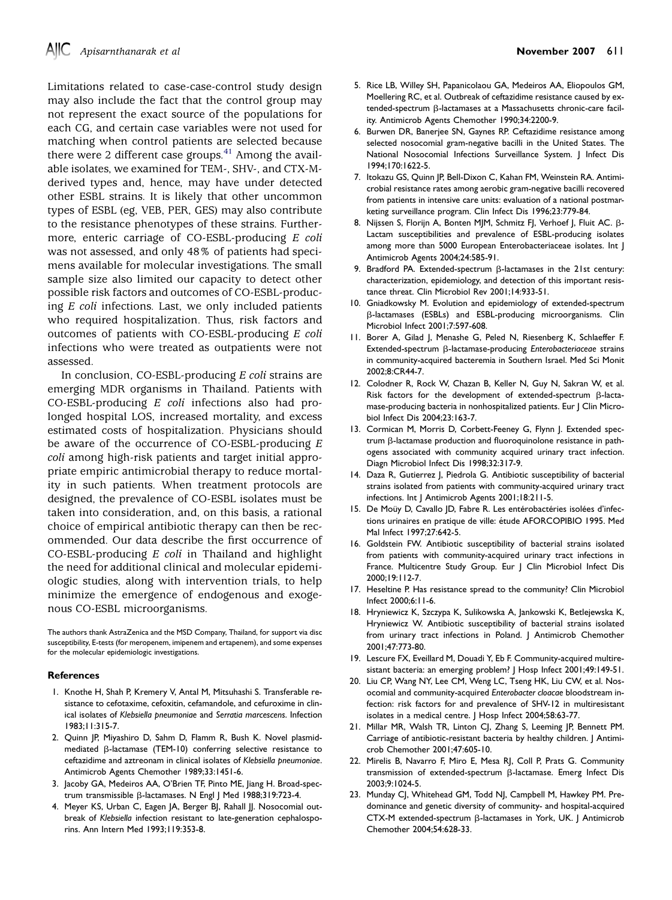Limitations related to case-case-control study design may also include the fact that the control group may not represent the exact source of the populations for each CG, and certain case variables were not used for matching when control patients are selected because there were 2 different case groups.[41] Among the available isolates, we examined for TEM-, SHV-, and CTX-M-derived types and, hence, may have under detected other ESBL strains. It is likely that other uncommon types of ESBL (eg, VEB, PER, GES) may also contribute to the resistance phenotypes of these strains. Furthermore, enteric carriage of CO-ESBL-producing *E coli* was not assessed, and only 48% of patients had specimens available for molecular investigations. The small sample size also limited our capacity to detect other possible risk factors and outcomes of CO-ESBL-producing *E coli* infections. Last, we only included patients who required hospitalization. Thus, risk factors and outcomes of patients with CO-ESBL-producing *E coli* infections who were treated as outpatients were not assessed.

In conclusion, CO-ESBL-producing *E coli* strains are emerging MDR organisms in Thailand. Patients with CO-ESBL-producing *E coli* infections also had prolonged hospital LOS, increased mortality, and excess estimated costs of hospitalization. Physicians should be aware of the occurrence of CO-ESBL-producing *E coli* among high-risk patients and target initial appropriate empiric antimicrobial therapy to reduce mortality in such patients. When treatment protocols are designed, the prevalence of CO-ESBL isolates must be taken into consideration, and, on this basis, a rational choice of empirical antibiotic therapy can then be recommended. Our data describe the first occurrence of CO-ESBL-producing *E coli* in Thailand and highlight the need for additional clinical and molecular epidemiologic studies, along with intervention trials, to help minimize the emergence of endogenous and exogenous CO-ESBL microorganisms.

The authors thank AstraZenica and the MSD Company, Thailand, for support via disc susceptibility, E-tests (for meropenem, imipenem and ertapenem), and some expenses for the molecular epidemiologic investigations.

## References

1. Knothe H, Shah P, Kremery V, Antal M, Mitsuhashi S. Transferable resistance to cefotaxime, cefoxitin, cefamandole, and cefuroxime in clinical isolates of *Klebsiella pneumoniae* and *Serratia marcescens*. Infection 1983;11:315-7.
2. Quinn JP, Miyashiro D, Sahm D, Flamm R, Bush K. Novel plasmid-mediated β-lactamase (TEM-10) conferring selective resistance to ceftazidime and aztreonam in clinical isolates of *Klebsiella pneumoniae*. Antimicrob Agents Chemother 1989;33:1451-6.
3. Jacoby GA, Medeiros AA, O'Brien TF, Pinto ME, Jiang H. Broad-spectrum transmissible β-lactamases. N Engl J Med 1988;319:723-4.
4. Meyer KS, Urban C, Eagen JA, Berger BJ, Rahall JJ. Nosocomial outbreak of *Klebsiella* infection resistant to late-generation cephalosporins. Ann Intern Med 1993;119:353-8.
5. Rice LB, Willey SH, Papanicolaou GA, Medeiros AA, Eliopoulos GM, Moellering RC, et al. Outbreak of ceftazidime resistance caused by extended-spectrum β-lactamases at a Massachusetts chronic-care facility. Antimicrob Agents Chemother 1990;34:2200-9.
6. Burwen DR, Banerjee SN, Gaynes RP. Ceftazidime resistance among selected nosocomial gram-negative bacilli in the United States. The National Nosocomial Infections Surveillance System. J Infect Dis 1994;170:1622-5.
7. Itokazu GS, Quinn JP, Bell-Dixon C, Kahan FM, Weinstein RA. Antimicrobial resistance rates among aerobic gram-negative bacilli recovered from patients in intensive care units: evaluation of a national postmarketing surveillance program. Clin Infect Dis 1996;23:779-84.
8. Nijssen S, Florijn A, Bonten MJM, Schmitz FJ, Verhoef J, Fluit AC. β-Lactam susceptibilities and prevalence of ESBL-producing isolates among more than 5000 European Enterobacteriaceae isolates. Int J Antimicrob Agents 2004;24:585-91.
9. Bradford PA. Extended-spectrum β-lactamases in the 21st century: characterization, epidemiology, and detection of this important resistance threat. Clin Microbiol Rev 2001;14:933-51.
10. Gniadkowsky M. Evolution and epidemiology of extended-spectrum β-lactamases (ESBLs) and ESBL-producing microorganisms. Clin Microbiol Infect 2001;7:597-608.
11. Borer A, Gilad J, Menashe G, Peled N, Riesenberg K, Schlaeffer F. Extended-spectrum β-lactamase-producing *Enterobacteriaceae* strains in community-acquired bacteremia in Southern Israel. Med Sci Monit 2002;8:CR44-7.
12. Colodner R, Rock W, Chazan B, Keller N, Guy N, Sakran W, et al. Risk factors for the development of extended-spectrum β-lactamase-producing bacteria in nonhospitalized patients. Eur J Clin Microbiol Infect Dis 2004;23:163-7.
13. Cormican M, Morris D, Corbett-Feeney G, Flynn J. Extended spectrum β-lactamase production and fluoroquinolone resistance in pathogens associated with community acquired urinary tract infection. Diagn Microbiol Infect Dis 1998;32:317-9.
14. Daza R, Gutierrez J, Piedrola G. Antibiotic susceptibility of bacterial strains isolated from patients with community-acquired urinary tract infections. Int J Antimicrob Agents 2001;18:211-5.
15. De Moüy D, Cavallo JD, Fabre R. Les entérobactéries isolées d'infections urinaires en pratique de ville: étude AFORCOPIBIO 1995. Med Mal Infect 1997;27:642-5.
16. Goldstein FW. Antibiotic susceptibility of bacterial strains isolated from patients with community-acquired urinary tract infections in France. Multicentre Study Group. Eur J Clin Microbiol Infect Dis 2000;19:112-7.
17. Heseltine P. Has resistance spread to the community? Clin Microbiol Infect 2000;6:11-6.
18. Hryniewicz K, Szczypa K, Sulikowska A, Jankowski K, Betlejewska K, Hryniewicz W. Antibiotic susceptibility of bacterial strains isolated from urinary tract infections in Poland. J Antimicrob Chemother 2001;47:773-80.
19. Lescure FX, Eveillard M, Douadi Y, Eb F. Community-acquired multiresistant bacteria: an emerging problem? J Hosp Infect 2001;49:149-51.
20. Liu CP, Wang NY, Lee CM, Weng LC, Tseng HK, Liu CW, et al. Nosocomial and community-acquired *Enterobacter cloacae* bloodstream infection: risk factors for and prevalence of SHV-12 in multiresistant isolates in a medical centre. J Hosp Infect 2004;58:63-77.
21. Millar MR, Walsh TR, Linton CJ, Zhang S, Leeming JP, Bennett PM. Carriage of antibiotic-resistant bacteria by healthy children. J Antimicrob Chemother 2001;47:605-10.
22. Mirelis B, Navarro F, Miro E, Mesa RJ, Coll P, Prats G. Community transmission of extended-spectrum β-lactamase. Emerg Infect Dis 2003;9:1024-5.
23. Munday CJ, Whitehead GM, Todd NJ, Campbell M, Hawkey PM. Predominance and genetic diversity of community- and hospital-acquired CTX-M extended-spectrum β-lactamases in York, UK. J Antimicrob Chemother 2004;54:628-33.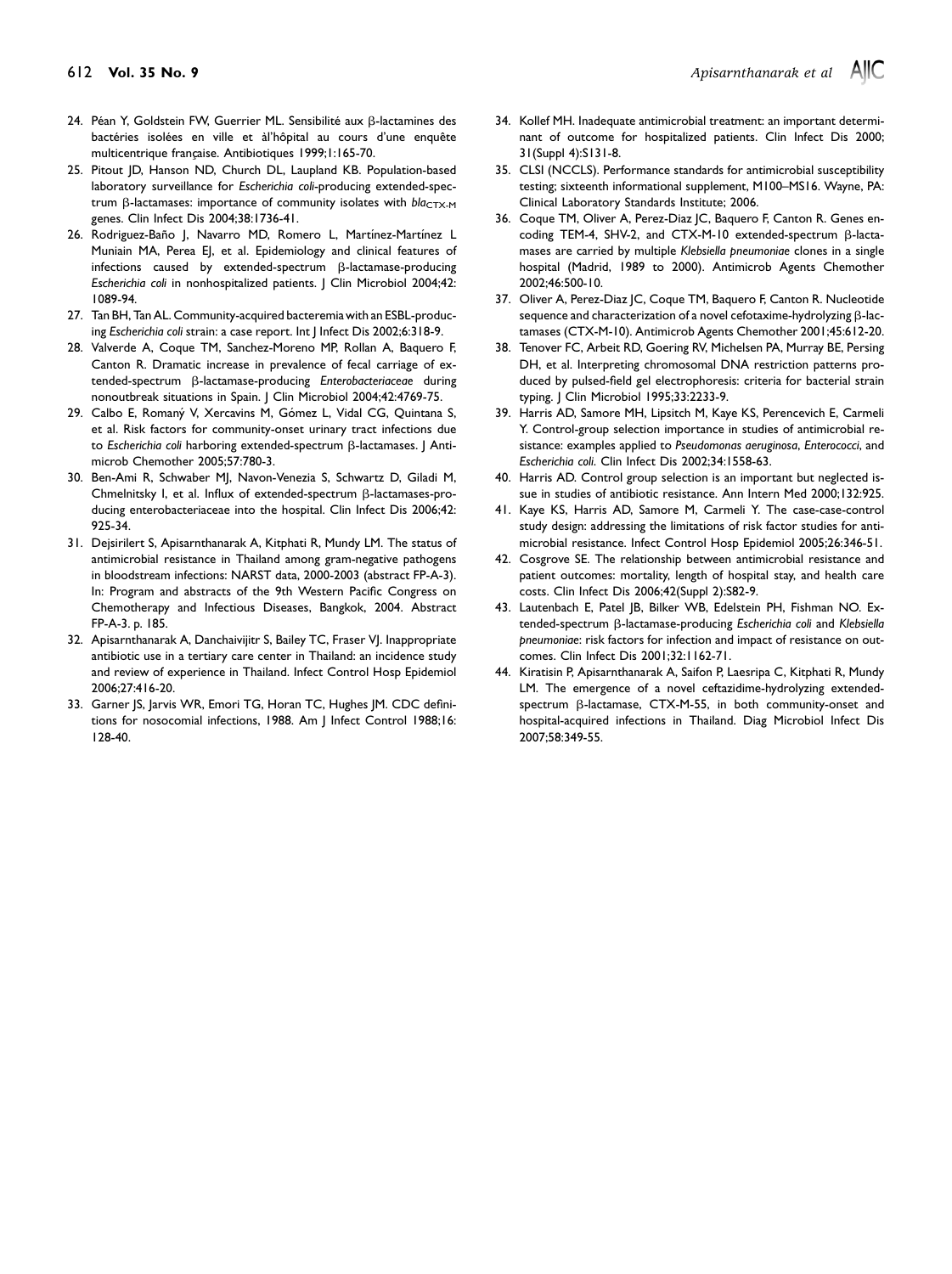24. Péan Y, Goldstein FW, Guerrier ML. Sensibilité aux β-lactamines des bactéries isolées en ville et àl'hôpital au cours d'une enquête multicentrique française. Antibiotiques 1999;1:165-70.
25. Pitout JD, Hanson ND, Church DL, Laupland KB. Population-based laboratory surveillance for *Escherichia coli*-producing extended-spectrum β-lactamases: importance of community isolates with $bla_{CTX-M}$ genes. Clin Infect Dis 2004;38:1736-41.
26. Rodriguez-Baño J, Navarro MD, Romero L, Martínez-Martínez L Muniain MA, Perea EJ, et al. Epidemiology and clinical features of infections caused by extended-spectrum β-lactamase-producing *Escherichia coli* in nonhospitalized patients. J Clin Microbiol 2004;42: 1089-94.
27. Tan BH, Tan AL. Community-acquired bacteremia with an ESBL-producing *Escherichia coli* strain: a case report. Int J Infect Dis 2002;6:318-9.
28. Valverde A, Coque TM, Sanchez-Moreno MP, Rollan A, Baquero F, Canton R. Dramatic increase in prevalence of fecal carriage of extended-spectrum β-lactamase-producing *Enterobacteriaceae* during nonoutbreak situations in Spain. J Clin Microbiol 2004;42:4769-75.
29. Calbo E, Romaný V, Xercavins M, Gómez L, Vidal CG, Quintana S, et al. Risk factors for community-onset urinary tract infections due to *Escherichia coli* harboring extended-spectrum β-lactamases. J Antimicrob Chemother 2005;57:780-3.
30. Ben-Ami R, Schwaber MJ, Navon-Venezia S, Schwartz D, Giladi M, Chmelnitsky I, et al. Influx of extended-spectrum β-lactamases-producing enterobacteriaceae into the hospital. Clin Infect Dis 2006;42: 925-34.
31. Dejsirilert S, Apisarnthanarak A, Kitphati R, Mundy LM. The status of antimicrobial resistance in Thailand among gram-negative pathogens in bloodstream infections: NARST data, 2000-2003 (abstract FP-A-3). In: Program and abstracts of the 9th Western Pacific Congress on Chemotherapy and Infectious Diseases, Bangkok, 2004. Abstract FP-A-3. p. 185.
32. Apisarnthanarak A, Danchaivijitr S, Bailey TC, Fraser VJ. Inappropriate antibiotic use in a tertiary care center in Thailand: an incidence study and review of experience in Thailand. Infect Control Hosp Epidemiol 2006;27:416-20.
33. Garner JS, Jarvis WR, Emori TG, Horan TC, Hughes JM. CDC definitions for nosocomial infections, 1988. Am J Infect Control 1988;16: 128-40.
34. Kollef MH. Inadequate antimicrobial treatment: an important determinant of outcome for hospitalized patients. Clin Infect Dis 2000; 31(Suppl 4):S131-8.
35. CLSI (NCCLS). Performance standards for antimicrobial susceptibility testing; sixteenth informational supplement, M100–MS16. Wayne, PA: Clinical Laboratory Standards Institute; 2006.
36. Coque TM, Oliver A, Perez-Diaz JC, Baquero F, Canton R. Genes encoding TEM-4, SHV-2, and CTX-M-10 extended-spectrum β-lactamases are carried by multiple *Klebsiella pneumoniae* clones in a single hospital (Madrid, 1989 to 2000). Antimicrob Agents Chemother 2002;46:500-10.
37. Oliver A, Perez-Diaz JC, Coque TM, Baquero F, Canton R. Nucleotide sequence and characterization of a novel cefotaxime-hydrolyzing β-lactamases (CTX-M-10). Antimicrob Agents Chemother 2001;45:612-20.
38. Tenover FC, Arbeit RD, Goering RV, Michelsen PA, Murray BE, Persing DH, et al. Interpreting chromosomal DNA restriction patterns produced by pulsed-field gel electrophoresis: criteria for bacterial strain typing. J Clin Microbiol 1995;33:2233-9.
39. Harris AD, Samore MH, Lipsitch M, Kaye KS, Perencevich E, Carmeli Y. Control-group selection importance in studies of antimicrobial resistance: examples applied to *Pseudomonas aeruginosa*, *Enterococci*, and *Escherichia coli*. Clin Infect Dis 2002;34:1558-63.
40. Harris AD. Control group selection is an important but neglected issue in studies of antibiotic resistance. Ann Intern Med 2000;132:925.
41. Kaye KS, Harris AD, Samore M, Carmeli Y. The case-case-control study design: addressing the limitations of risk factor studies for antimicrobial resistance. Infect Control Hosp Epidemiol 2005;26:346-51.
42. Cosgrove SE. The relationship between antimicrobial resistance and patient outcomes: mortality, length of hospital stay, and health care costs. Clin Infect Dis 2006;42(Suppl 2):S82-9.
43. Lautenbach E, Patel JB, Bilker WB, Edelstein PH, Fishman NO. Extended-spectrum β-lactamase-producing *Escherichia coli* and *Klebsiella pneumoniae*: risk factors for infection and impact of resistance on outcomes. Clin Infect Dis 2001;32:1162-71.
44. Kiratisin P, Apisarnthanarak A, Saifon P, Laesripa C, Kitphati R, Mundy LM. The emergence of a novel ceftazidime-hydrolyzing extended-spectrum β-lactamase, CTX-M-55, in both community-onset and hospital-acquired infections in Thailand. Diag Microbiol Infect Dis 2007;58:349-55.